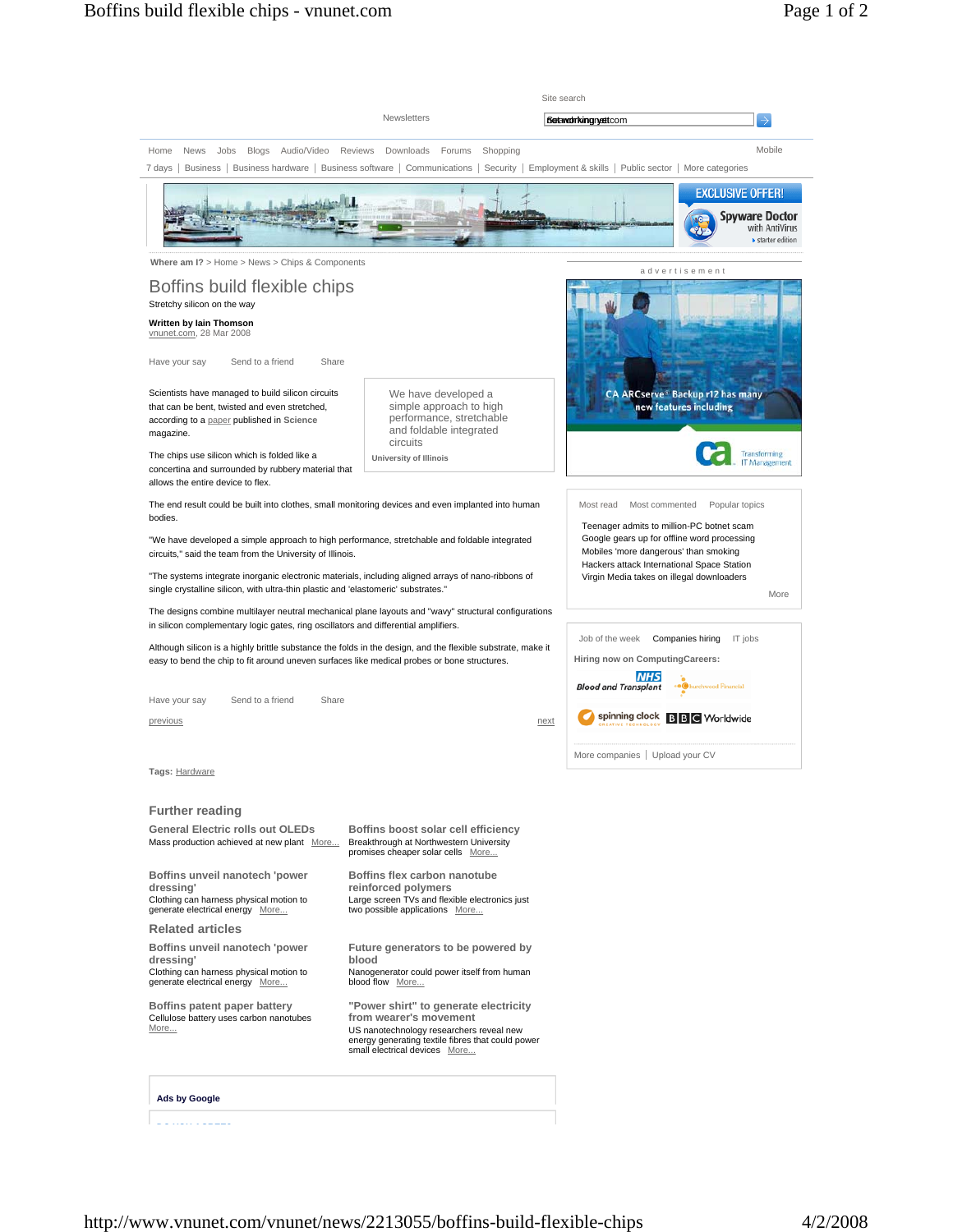Site search

Newsletters

Home News Jobs Blogs Audio/Video Reviews Downloads Forums Shopping Mobile

7 days | Business | Business hardware | Business software | Communications | Security | Employment & skills | Public sector | More categories

**Where am I?** > Home > News > Chips & Components

# Boffins build flexible chips

Stretchy silicon on the way

**Written by Iain Thomson**
vnunet.com, 28 Mar 2008

Have your say  Send to a friend  Share

Scientists have managed to build silicon circuits that can be bent, twisted and even stretched, according to a paper published in **Science** magazine.

> We have developed a simple approach to high performance, stretchable and foldable integrated circuits
>
> **University of Illinois**

The chips use silicon which is folded like a concertina and surrounded by rubbery material that allows the entire device to flex.

The end result could be built into clothes, small monitoring devices and even implanted into human bodies.

"We have developed a simple approach to high performance, stretchable and foldable integrated circuits," said the team from the University of Illinois.

"The systems integrate inorganic electronic materials, including aligned arrays of nano-ribbons of single crystalline silicon, with ultra-thin plastic and 'elastomeric' substrates."

The designs combine multilayer neutral mechanical plane layouts and "wavy" structural configurations in silicon complementary logic gates, ring oscillators and differential amplifiers.

Although silicon is a highly brittle substance the folds in the design, and the flexible substrate, make it easy to bend the chip to fit around uneven surfaces like medical probes or bone structures.

Have your say  Send to a friend  Share

previous  next

**Tags:** Hardware

## Further reading

**General Electric rolls out OLEDs**
Mass production achieved at new plant More...

**Boffins boost solar cell efficiency**
Breakthrough at Northwestern University promises cheaper solar cells More...

**Boffins unveil nanotech 'power dressing'**
Clothing can harness physical motion to generate electrical energy More...

**Boffins flex carbon nanotube reinforced polymers**
Large screen TVs and flexible electronics just two possible applications More...

## Related articles

**Boffins unveil nanotech 'power dressing'**
Clothing can harness physical motion to generate electrical energy More...

**Future generators to be powered by blood**
Nanogenerator could power itself from human blood flow More...

**Boffins patent paper battery**
Cellulose battery uses carbon nanotubes More...

**"Power shirt" to generate electricity from wearer's movement**
US nanotechnology researchers reveal new energy generating textile fibres that could power small electrical devices More...

**Ads by Google**

---

advertisement

Most read | Most commented | Popular topics

- Teenager admits to million-PC botnet scam
- Google gears up for offline word processing
- Mobiles 'more dangerous' than smoking
- Hackers attack International Space Station
- Virgin Media takes on illegal downloaders

More

Job of the week | Companies hiring | IT jobs

**Hiring now on ComputingCareers:**

More companies | Upload your CV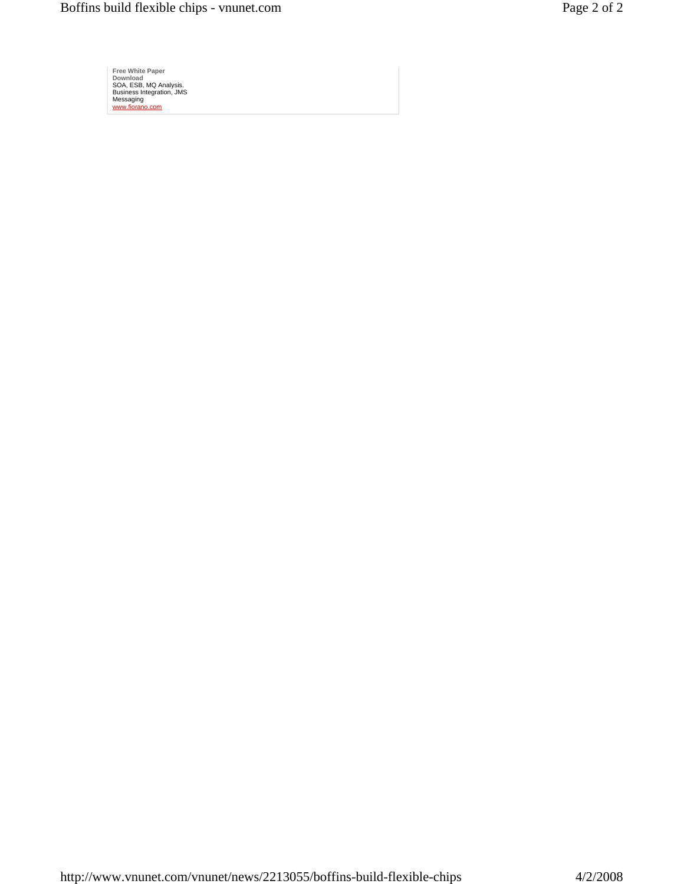**Free White Paper Download**
SOA, ESB, MQ Analysis. Business Integration, JMS Messaging
www.fiorano.com